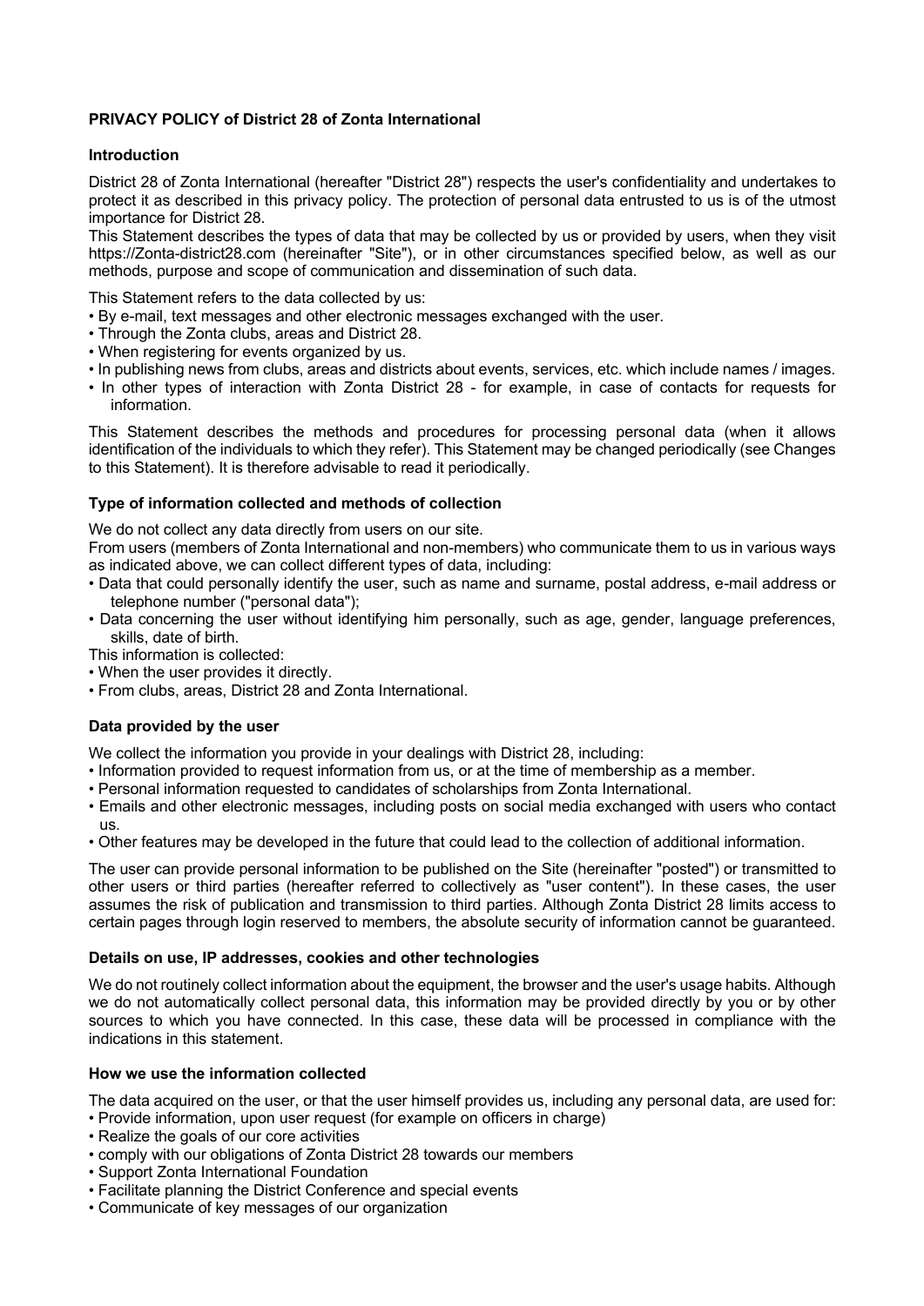# PRIVACY POLICY of District 28 of Zonta International

## Introduction

District 28 of Zonta International (hereafter "District 28") respects the user's confidentiality and undertakes to protect it as described in this privacy policy. The protection of personal data entrusted to us is of the utmost importance for District 28.

This Statement describes the types of data that may be collected by us or provided by users, when they visit https://Zonta-district28.com (hereinafter "Site"), or in other circumstances specified below, as well as our methods, purpose and scope of communication and dissemination of such data.

This Statement refers to the data collected by us:

- By e-mail, text messages and other electronic messages exchanged with the user.
- Through the Zonta clubs, areas and District 28.
- When registering for events organized by us.
- In publishing news from clubs, areas and districts about events, services, etc. which include names / images.
- In other types of interaction with Zonta District 28 - for example, in case of contacts for requests for information.

This Statement describes the methods and procedures for processing personal data (when it allows identification of the individuals to which they refer). This Statement may be changed periodically (see Changes to this Statement). It is therefore advisable to read it periodically.

## Type of information collected and methods of collection

We do not collect any data directly from users on our site.

From users (members of Zonta International and non-members) who communicate them to us in various ways as indicated above, we can collect different types of data, including:

- Data that could personally identify the user, such as name and surname, postal address, e-mail address or telephone number ("personal data");
- Data concerning the user without identifying him personally, such as age, gender, language preferences, skills, date of birth.

This information is collected:

- When the user provides it directly.
- From clubs, areas, District 28 and Zonta International.

## Data provided by the user

We collect the information you provide in your dealings with District 28, including:

- Information provided to request information from us, or at the time of membership as a member.
- Personal information requested to candidates of scholarships from Zonta International.
- Emails and other electronic messages, including posts on social media exchanged with users who contact us.
- Other features may be developed in the future that could lead to the collection of additional information.

The user can provide personal information to be published on the Site (hereinafter "posted") or transmitted to other users or third parties (hereafter referred to collectively as "user content"). In these cases, the user assumes the risk of publication and transmission to third parties. Although Zonta District 28 limits access to certain pages through login reserved to members, the absolute security of information cannot be guaranteed.

## Details on use, IP addresses, cookies and other technologies

We do not routinely collect information about the equipment, the browser and the user's usage habits. Although we do not automatically collect personal data, this information may be provided directly by you or by other sources to which you have connected. In this case, these data will be processed in compliance with the indications in this statement.

## How we use the information collected

The data acquired on the user, or that the user himself provides us, including any personal data, are used for:

- Provide information, upon user request (for example on officers in charge)
- Realize the goals of our core activities
- comply with our obligations of Zonta District 28 towards our members
- Support Zonta International Foundation
- Facilitate planning the District Conference and special events
- Communicate of key messages of our organization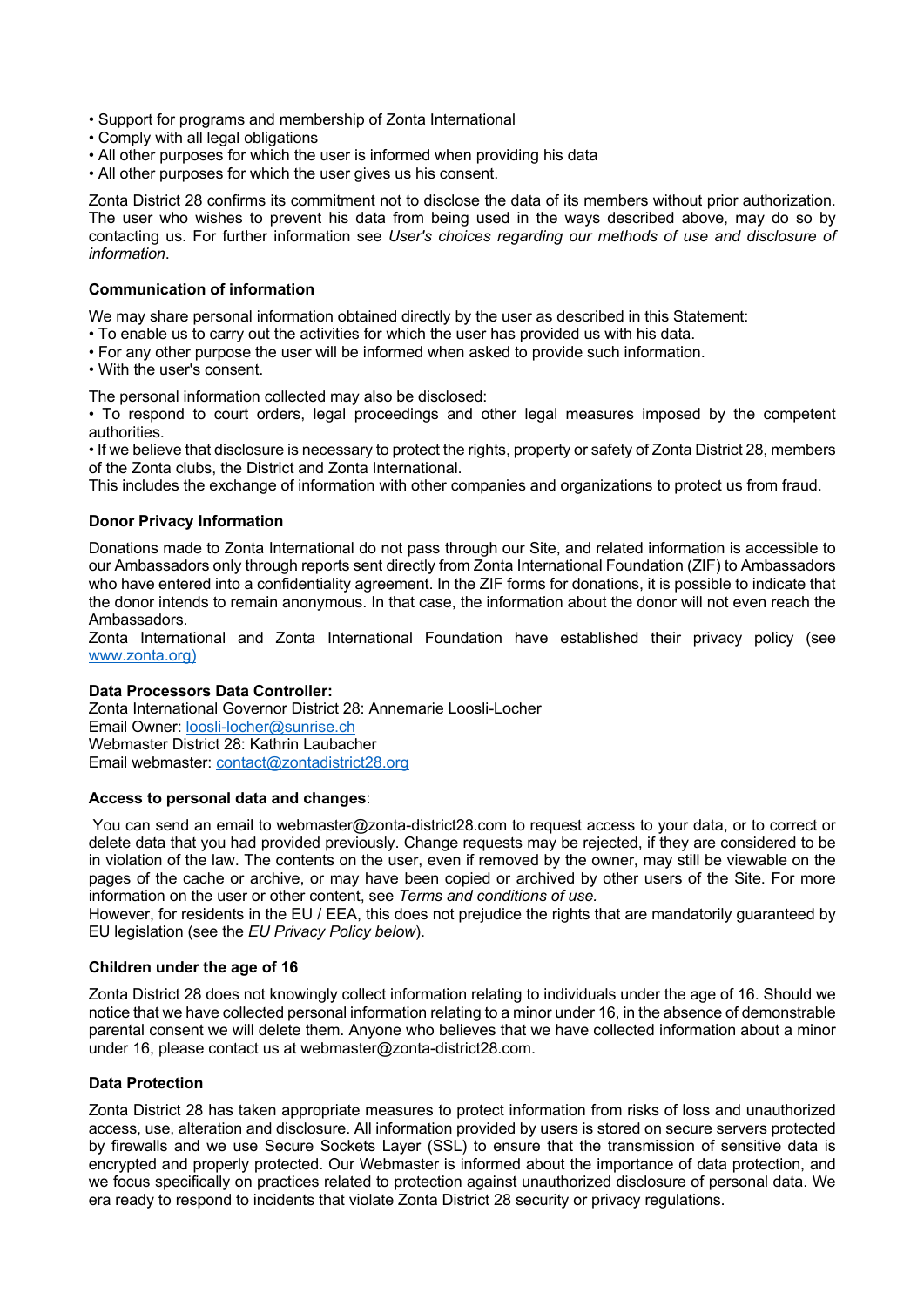- Support for programs and membership of Zonta International
- Comply with all legal obligations
- All other purposes for which the user is informed when providing his data
- All other purposes for which the user gives us his consent.

Zonta District 28 confirms its commitment not to disclose the data of its members without prior authorization. The user who wishes to prevent his data from being used in the ways described above, may do so by contacting us. For further information see *User's choices regarding our methods of use and disclosure of information*.

**Communication of information**

We may share personal information obtained directly by the user as described in this Statement:

- To enable us to carry out the activities for which the user has provided us with his data.
- For any other purpose the user will be informed when asked to provide such information.
- With the user's consent.

The personal information collected may also be disclosed:

- To respond to court orders, legal proceedings and other legal measures imposed by the competent authorities.
- If we believe that disclosure is necessary to protect the rights, property or safety of Zonta District 28, members of the Zonta clubs, the District and Zonta International.

This includes the exchange of information with other companies and organizations to protect us from fraud.

**Donor Privacy Information**

Donations made to Zonta International do not pass through our Site, and related information is accessible to our Ambassadors only through reports sent directly from Zonta International Foundation (ZIF) to Ambassadors who have entered into a confidentiality agreement. In the ZIF forms for donations, it is possible to indicate that the donor intends to remain anonymous. In that case, the information about the donor will not even reach the Ambassadors.
Zonta International and Zonta International Foundation have established their privacy policy (see [www.zonta.org)](www.zonta.org)

**Data Processors Data Controller:**
Zonta International Governor District 28: Annemarie Loosli-Locher
Email Owner: [loosli-locher@sunrise.ch](mailto:loosli-locher@sunrise.ch)
Webmaster District 28: Kathrin Laubacher
Email webmaster: [contact@zontadistrict28.org](mailto:contact@zontadistrict28.org)

**Access to personal data and changes**:

You can send an email to webmaster@zonta-district28.com to request access to your data, or to correct or delete data that you had provided previously. Change requests may be rejected, if they are considered to be in violation of the law. The contents on the user, even if removed by the owner, may still be viewable on the pages of the cache or archive, or may have been copied or archived by other users of the Site. For more information on the user or other content, see *Terms and conditions of use.*
However, for residents in the EU / EEA, this does not prejudice the rights that are mandatorily guaranteed by EU legislation (see the *EU Privacy Policy below*).

**Children under the age of 16**

Zonta District 28 does not knowingly collect information relating to individuals under the age of 16. Should we notice that we have collected personal information relating to a minor under 16, in the absence of demonstrable parental consent we will delete them. Anyone who believes that we have collected information about a minor under 16, please contact us at webmaster@zonta-district28.com.

**Data Protection**

Zonta District 28 has taken appropriate measures to protect information from risks of loss and unauthorized access, use, alteration and disclosure. All information provided by users is stored on secure servers protected by firewalls and we use Secure Sockets Layer (SSL) to ensure that the transmission of sensitive data is encrypted and properly protected. Our Webmaster is informed about the importance of data protection, and we focus specifically on practices related to protection against unauthorized disclosure of personal data. We era ready to respond to incidents that violate Zonta District 28 security or privacy regulations.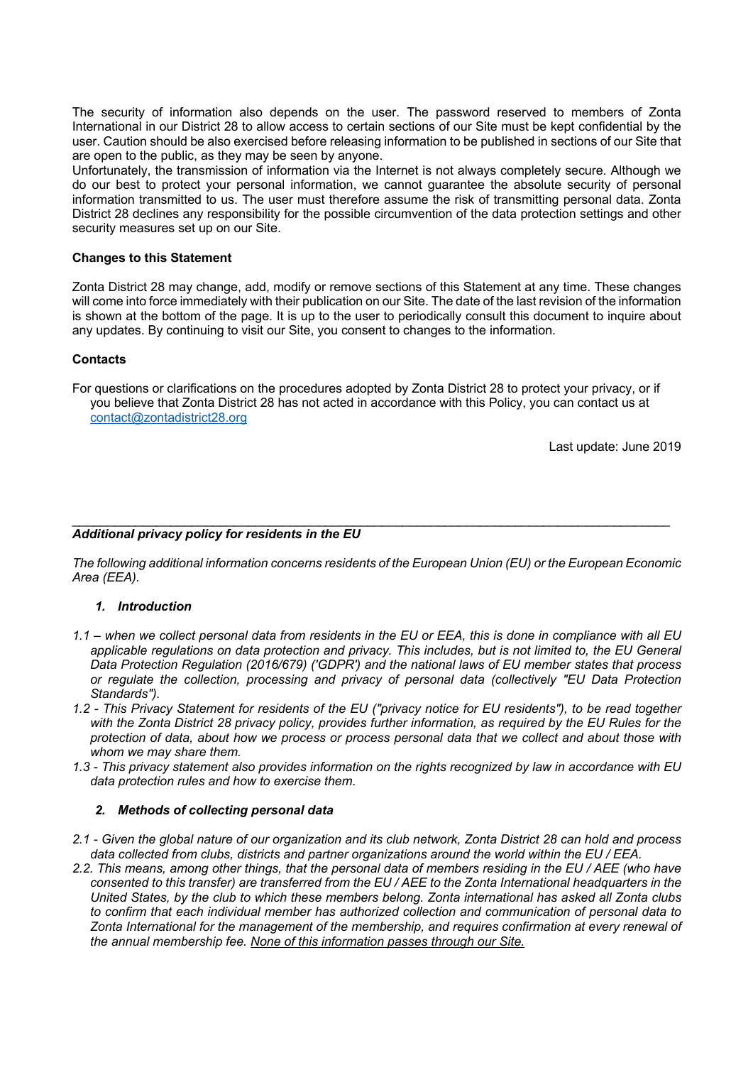The security of information also depends on the user. The password reserved to members of Zonta International in our District 28 to allow access to certain sections of our Site must be kept confidential by the user. Caution should be also exercised before releasing information to be published in sections of our Site that are open to the public, as they may be seen by anyone.
Unfortunately, the transmission of information via the Internet is not always completely secure. Although we do our best to protect your personal information, we cannot guarantee the absolute security of personal information transmitted to us. The user must therefore assume the risk of transmitting personal data. Zonta District 28 declines any responsibility for the possible circumvention of the data protection settings and other security measures set up on our Site.

**Changes to this Statement**

Zonta District 28 may change, add, modify or remove sections of this Statement at any time. These changes will come into force immediately with their publication on our Site. The date of the last revision of the information is shown at the bottom of the page. It is up to the user to periodically consult this document to inquire about any updates. By continuing to visit our Site, you consent to changes to the information.

**Contacts**

For questions or clarifications on the procedures adopted by Zonta District 28 to protect your privacy, or if you believe that Zonta District 28 has not acted in accordance with this Policy, you can contact us at contact@zontadistrict28.org

Last update: June 2019

---

***Additional privacy policy for residents in the EU***

*The following additional information concerns residents of the European Union (EU) or the European Economic Area (EEA).*

1. ***Introduction***

*1.1 – when we collect personal data from residents in the EU or EEA, this is done in compliance with all EU applicable regulations on data protection and privacy. This includes, but is not limited to, the EU General Data Protection Regulation (2016/679) ('GDPR') and the national laws of EU member states that process or regulate the collection, processing and privacy of personal data (collectively "EU Data Protection Standards").*

*1.2 - This Privacy Statement for residents of the EU ("privacy notice for EU residents"), to be read together with the Zonta District 28 privacy policy, provides further information, as required by the EU Rules for the protection of data, about how we process or process personal data that we collect and about those with whom we may share them.*

*1.3 - This privacy statement also provides information on the rights recognized by law in accordance with EU data protection rules and how to exercise them.*

2. ***Methods of collecting personal data***

*2.1 - Given the global nature of our organization and its club network, Zonta District 28 can hold and process data collected from clubs, districts and partner organizations around the world within the EU / EEA.*

*2.2. This means, among other things, that the personal data of members residing in the EU / AEE (who have consented to this transfer) are transferred from the EU / AEE to the Zonta International headquarters in the United States, by the club to which these members belong. Zonta international has asked all Zonta clubs to confirm that each individual member has authorized collection and communication of personal data to Zonta International for the management of the membership, and requires confirmation at every renewal of the annual membership fee. <u>None of this information passes through our Site.</u>*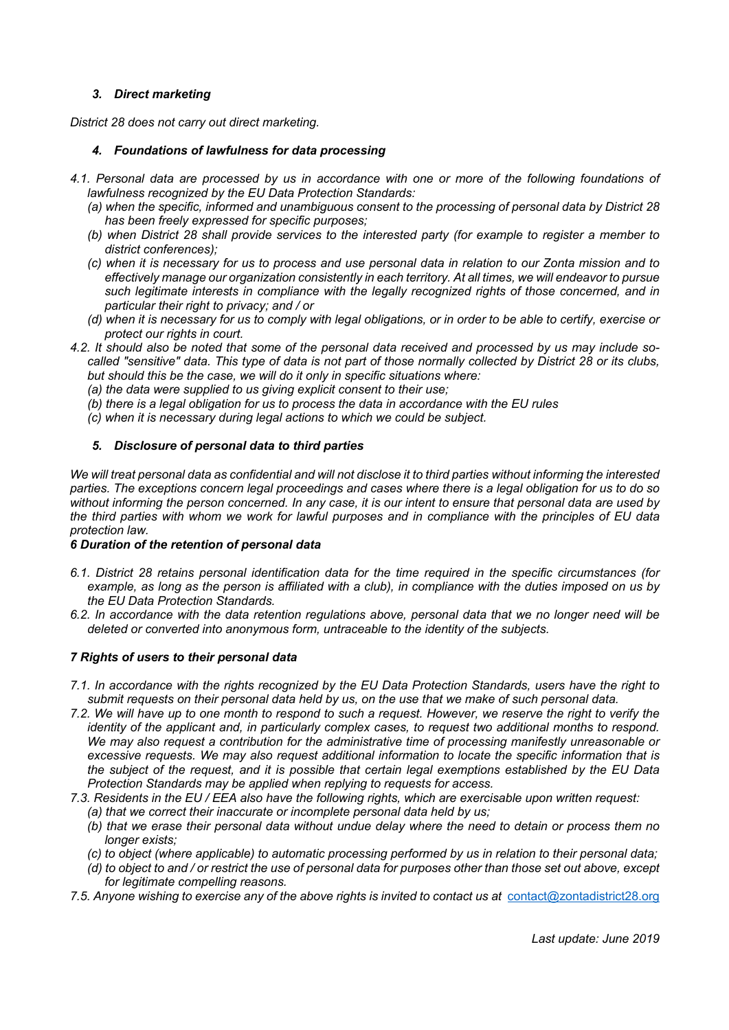### *3. Direct marketing*

*District 28 does not carry out direct marketing.*

### *4. Foundations of lawfulness for data processing*

*4.1. Personal data are processed by us in accordance with one or more of the following foundations of lawfulness recognized by the EU Data Protection Standards:*

*(a) when the specific, informed and unambiguous consent to the processing of personal data by District 28 has been freely expressed for specific purposes;*

*(b) when District 28 shall provide services to the interested party (for example to register a member to district conferences);*

*(c) when it is necessary for us to process and use personal data in relation to our Zonta mission and to effectively manage our organization consistently in each territory. At all times, we will endeavor to pursue such legitimate interests in compliance with the legally recognized rights of those concerned, and in particular their right to privacy; and / or*

*(d) when it is necessary for us to comply with legal obligations, or in order to be able to certify, exercise or protect our rights in court.*

*4.2. It should also be noted that some of the personal data received and processed by us may include so-called "sensitive" data. This type of data is not part of those normally collected by District 28 or its clubs, but should this be the case, we will do it only in specific situations where:*

*(a) the data were supplied to us giving explicit consent to their use;*

*(b) there is a legal obligation for us to process the data in accordance with the EU rules*

*(c) when it is necessary during legal actions to which we could be subject.*

### *5. Disclosure of personal data to third parties*

*We will treat personal data as confidential and will not disclose it to third parties without informing the interested parties. The exceptions concern legal proceedings and cases where there is a legal obligation for us to do so without informing the person concerned. In any case, it is our intent to ensure that personal data are used by the third parties with whom we work for lawful purposes and in compliance with the principles of EU data protection law.*

### *6 Duration of the retention of personal data*

*6.1. District 28 retains personal identification data for the time required in the specific circumstances (for example, as long as the person is affiliated with a club), in compliance with the duties imposed on us by the EU Data Protection Standards.*

*6.2. In accordance with the data retention regulations above, personal data that we no longer need will be deleted or converted into anonymous form, untraceable to the identity of the subjects.*

### *7 Rights of users to their personal data*

*7.1. In accordance with the rights recognized by the EU Data Protection Standards, users have the right to submit requests on their personal data held by us, on the use that we make of such personal data.*

*7.2. We will have up to one month to respond to such a request. However, we reserve the right to verify the identity of the applicant and, in particularly complex cases, to request two additional months to respond. We may also request a contribution for the administrative time of processing manifestly unreasonable or excessive requests. We may also request additional information to locate the specific information that is the subject of the request, and it is possible that certain legal exemptions established by the EU Data Protection Standards may be applied when replying to requests for access.*

*7.3. Residents in the EU / EEA also have the following rights, which are exercisable upon written request:*

*(a) that we correct their inaccurate or incomplete personal data held by us;*

*(b) that we erase their personal data without undue delay where the need to detain or process them no longer exists;*

*(c) to object (where applicable) to automatic processing performed by us in relation to their personal data;*

*(d) to object to and / or restrict the use of personal data for purposes other than those set out above, except for legitimate compelling reasons.*

*7.5. Anyone wishing to exercise any of the above rights is invited to contact us at* contact@zontadistrict28.org

*Last update: June 2019*